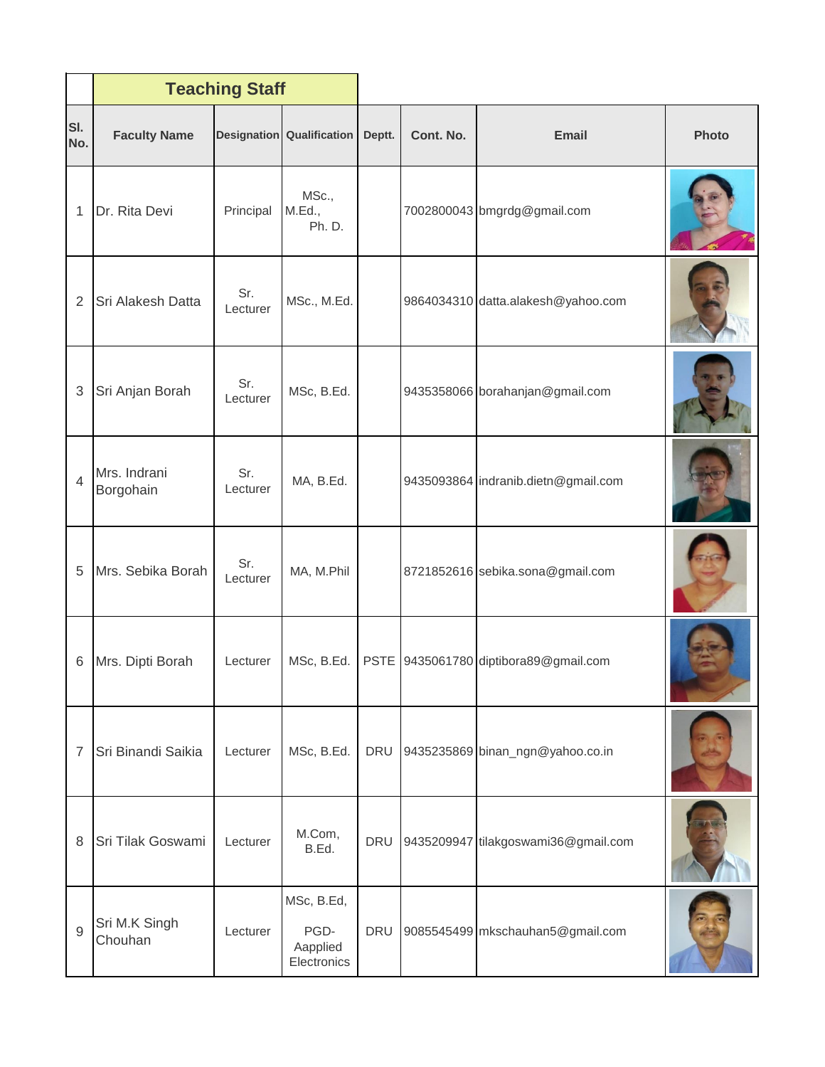## Teaching Staff

| Sl. No. | Faculty Name | Designation | Qualification | Deptt. | Cont. No. | Email | Photo |
|---|---|---|---|---|---|---|---|
| 1 | Dr. Rita Devi | Principal | MSc., M.Ed., Ph. D. | | 7002800043 | bmgrdg@gmail.com | |
| 2 | Sri Alakesh Datta | Sr. Lecturer | MSc., M.Ed. | | 9864034310 | datta.alakesh@yahoo.com | |
| 3 | Sri Anjan Borah | Sr. Lecturer | MSc, B.Ed. | | 9435358066 | borahanjan@gmail.com | |
| 4 | Mrs. Indrani Borgohain | Sr. Lecturer | MA, B.Ed. | | 9435093864 | indranib.dietn@gmail.com | |
| 5 | Mrs. Sebika Borah | Sr. Lecturer | MA, M.Phil | | 8721852616 | sebika.sona@gmail.com | |
| 6 | Mrs. Dipti Borah | Lecturer | MSc, B.Ed. | PSTE | 9435061780 | diptibora89@gmail.com | |
| 7 | Sri Binandi Saikia | Lecturer | MSc, B.Ed. | DRU | 9435235869 | binan_ngn@yahoo.co.in | |
| 8 | Sri Tilak Goswami | Lecturer | M.Com, B.Ed. | DRU | 9435209947 | tilakgoswami36@gmail.com | |
| 9 | Sri M.K Singh Chouhan | Lecturer | MSc, B.Ed, PGD-Aapplied Electronics | DRU | 9085545499 | mkschauhan5@gmail.com | |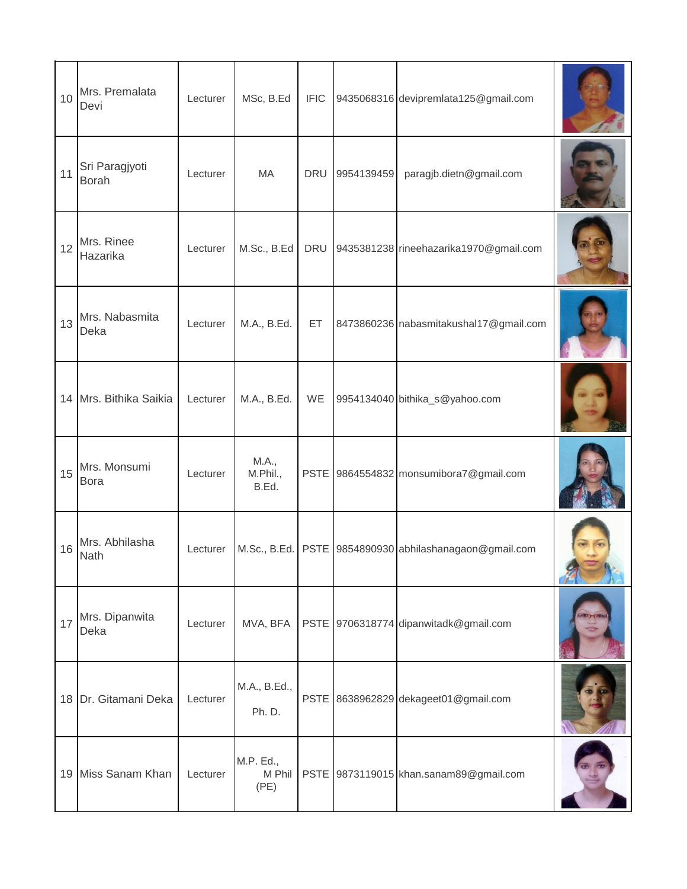| | | | | | | | |
|---|---|---|---|---|---|---|---|
| 10 | Mrs. Premalata Devi | Lecturer | MSc, B.Ed | IFIC | 9435068316 | devipremlata125@gmail.com | |
| 11 | Sri Paragjyoti Borah | Lecturer | MA | DRU | 9954139459 | paragjb.dietn@gmail.com | |
| 12 | Mrs. Rinee Hazarika | Lecturer | M.Sc., B.Ed | DRU | 9435381238 | rineehazarika1970@gmail.com | |
| 13 | Mrs. Nabasmita Deka | Lecturer | M.A., B.Ed. | ET | 8473860236 | nabasmitakushal17@gmail.com | |
| 14 | Mrs. Bithika Saikia | Lecturer | M.A., B.Ed. | WE | 9954134040 | bithika_s@yahoo.com | |
| 15 | Mrs. Monsumi Bora | Lecturer | M.A., M.Phil., B.Ed. | PSTE | 9864554832 | monsumibora7@gmail.com | |
| 16 | Mrs. Abhilasha Nath | Lecturer | M.Sc., B.Ed. | PSTE | 9854890930 | abhilashanagaon@gmail.com | |
| 17 | Mrs. Dipanwita Deka | Lecturer | MVA, BFA | PSTE | 9706318774 | dipanwitadk@gmail.com | |
| 18 | Dr. Gitamani Deka | Lecturer | M.A., B.Ed., Ph. D. | PSTE | 8638962829 | dekageet01@gmail.com | |
| 19 | Miss Sanam Khan | Lecturer | M.P. Ed., M Phil (PE) | PSTE | 9873119015 | khan.sanam89@gmail.com | |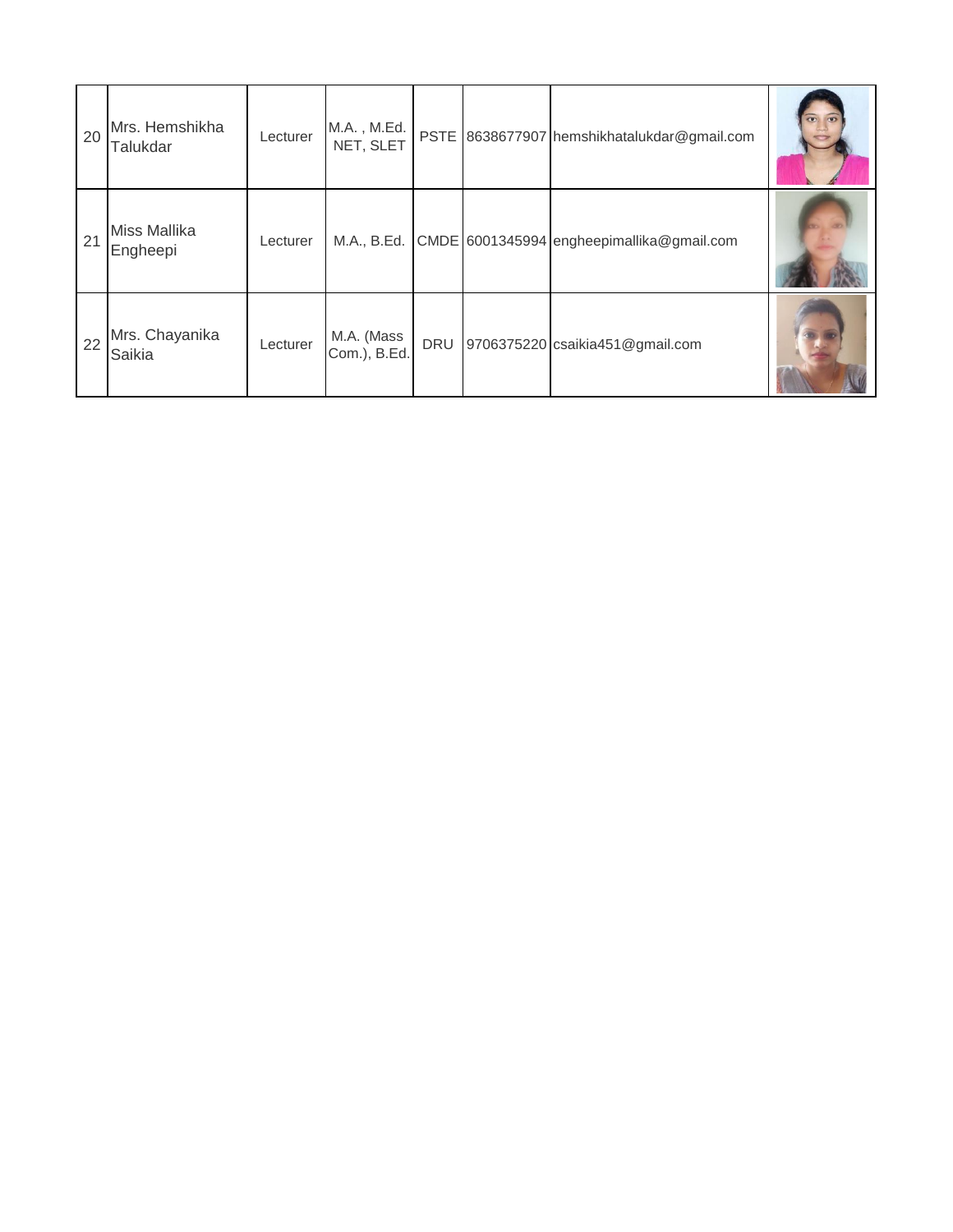| | | | | | | | |
|---|---|---|---|---|---|---|---|
| 20 | Mrs. Hemshikha Talukdar | Lecturer | M.A. , M.Ed. NET, SLET | PSTE | 8638677907 | hemshikhatalukdar@gmail.com | |
| 21 | Miss Mallika Engheepi | Lecturer | M.A., B.Ed. | CMDE | 6001345994 | engheepimallika@gmail.com | |
| 22 | Mrs. Chayanika Saikia | Lecturer | M.A. (Mass Com.), B.Ed. | DRU | 9706375220 | csaikia451@gmail.com | |